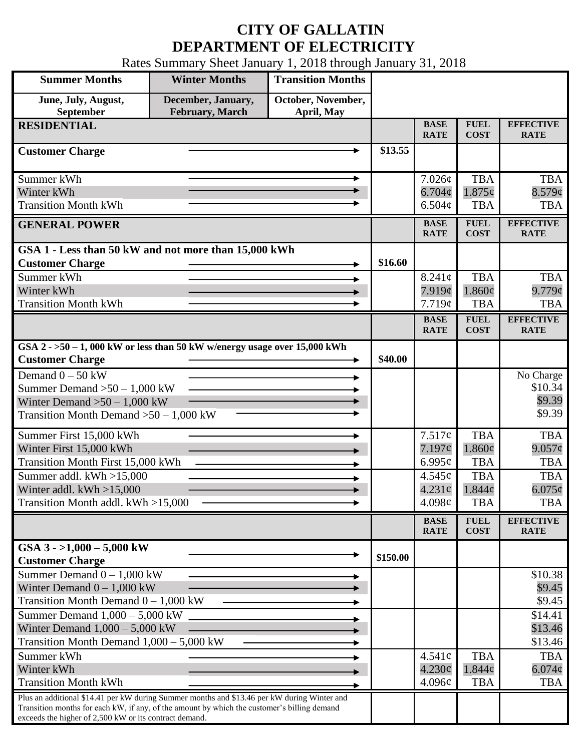# CITY OF GALLATIN
# DEPARTMENT OF ELECTRICITY

Rates Summary Sheet January 1, 2018 through January 31, 2018

| Summer Months | Winter Months | Transition Months |
|---|---|---|
| June, July, August, September | December, January, February, March | October, November, April, May |

| RESIDENTIAL | | BASE RATE | FUEL COST | EFFECTIVE RATE |
|---|---|---|---|---|
| **Customer Charge** | $13.55 | | | |
| Summer kWh | | 7.026¢ | TBA | TBA |
| Winter kWh | | 6.704¢ | 1.875¢ | 8.579¢ |
| Transition Month kWh | | 6.504¢ | TBA | TBA |

| GENERAL POWER | | BASE RATE | FUEL COST | EFFECTIVE RATE |
|---|---|---|---|---|
| **GSA 1 - Less than 50 kW and not more than 15,000 kWh** | | | | |
| **Customer Charge** | $16.60 | | | |
| Summer kWh | | 8.241¢ | TBA | TBA |
| Winter kWh | | 7.919¢ | 1.860¢ | 9.779¢ |
| Transition Month kWh | | 7.719¢ | TBA | TBA |

| | | BASE RATE | FUEL COST | EFFECTIVE RATE |
|---|---|---|---|---|
| **GSA 2 - >50 – 1, 000 kW or less than 50 kW w/energy usage over 15,000 kWh** | | | | |
| **Customer Charge** | $40.00 | | | |
| Demand 0 – 50 kW | | | | No Charge |
| Summer Demand >50 – 1,000 kW | | | | $10.34 |
| Winter Demand >50 – 1,000 kW | | | | $9.39 |
| Transition Month Demand >50 – 1,000 kW | | | | $9.39 |
| Summer First 15,000 kWh | | 7.517¢ | TBA | TBA |
| Winter First 15,000 kWh | | 7.197¢ | 1.860¢ | 9.057¢ |
| Transition Month First 15,000 kWh | | 6.995¢ | TBA | TBA |
| Summer addl. kWh >15,000 | | 4.545¢ | TBA | TBA |
| Winter addl. kWh >15,000 | | 4.231¢ | 1.844¢ | 6.075¢ |
| Transition Month addl. kWh >15,000 | | 4.098¢ | TBA | TBA |

| | | BASE RATE | FUEL COST | EFFECTIVE RATE |
|---|---|---|---|---|
| **GSA 3 - >1,000 – 5,000 kW** | | | | |
| **Customer Charge** | $150.00 | | | |
| Summer Demand 0 – 1,000 kW | | | | $10.38 |
| Winter Demand 0 – 1,000 kW | | | | $9.45 |
| Transition Month Demand 0 – 1,000 kW | | | | $9.45 |
| Summer Demand 1,000 – 5,000 kW | | | | $14.41 |
| Winter Demand 1,000 – 5,000 kW | | | | $13.46 |
| Transition Month Demand 1,000 – 5,000 kW | | | | $13.46 |
| Summer kWh | | 4.541¢ | TBA | TBA |
| Winter kWh | | 4.230¢ | 1.844¢ | 6.074¢ |
| Transition Month kWh | | 4.096¢ | TBA | TBA |
| Plus an additional $14.41 per kW during Summer months and $13.46 per kW during Winter and Transition months for each kW, if any, of the amount by which the customer's billing demand exceeds the higher of 2,500 kW or its contract demand. | | | | |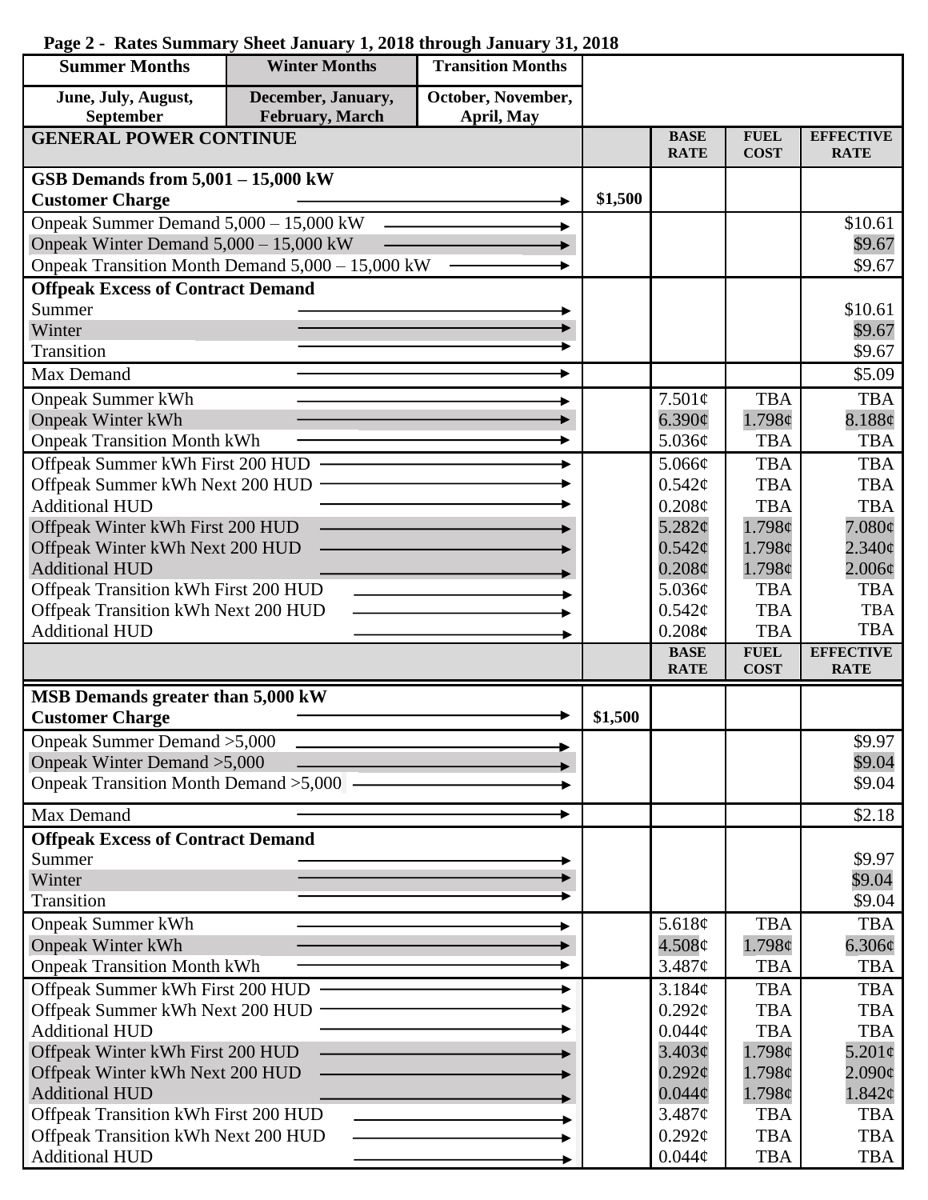**Page 2 - Rates Summary Sheet January 1, 2018 through January 31, 2018**

| Summer Months | Winter Months | Transition Months |
|---|---|---|
| June, July, August, September | December, January, February, March | October, November, April, May |

| GENERAL POWER CONTINUE | | BASE RATE | FUEL COST | EFFECTIVE RATE |
|---|---|---|---|---|
| **GSB Demands from 5,001 – 15,000 kW** | | | | |
| **Customer Charge** | $1,500 | | | |
| Onpeak Summer Demand 5,000 – 15,000 kW | | | | $10.61 |
| Onpeak Winter Demand 5,000 – 15,000 kW | | | | $9.67 |
| Onpeak Transition Month Demand 5,000 – 15,000 kW | | | | $9.67 |
| **Offpeak Excess of Contract Demand** | | | | |
| Summer | | | | $10.61 |
| Winter | | | | $9.67 |
| Transition | | | | $9.67 |
| Max Demand | | | | $5.09 |
| Onpeak Summer kWh | | 7.501¢ | TBA | TBA |
| Onpeak Winter kWh | | 6.390¢ | 1.798¢ | 8.188¢ |
| Onpeak Transition Month kWh | | 5.036¢ | TBA | TBA |
| Offpeak Summer kWh First 200 HUD | | 5.066¢ | TBA | TBA |
| Offpeak Summer kWh Next 200 HUD | | 0.542¢ | TBA | TBA |
| Additional HUD | | 0.208¢ | TBA | TBA |
| Offpeak Winter kWh First 200 HUD | | 5.282¢ | 1.798¢ | 7.080¢ |
| Offpeak Winter kWh Next 200 HUD | | 0.542¢ | 1.798¢ | 2.340¢ |
| Additional HUD | | 0.208¢ | 1.798¢ | 2.006¢ |
| Offpeak Transition kWh First 200 HUD | | 5.036¢ | TBA | TBA |
| Offpeak Transition kWh Next 200 HUD | | 0.542¢ | TBA | TBA |
| Additional HUD | | 0.208¢ | TBA | TBA |

| | | BASE RATE | FUEL COST | EFFECTIVE RATE |
|---|---|---|---|---|
| **MSB Demands greater than 5,000 kW** | | | | |
| **Customer Charge** | $1,500 | | | |
| Onpeak Summer Demand >5,000 | | | | $9.97 |
| Onpeak Winter Demand >5,000 | | | | $9.04 |
| Onpeak Transition Month Demand >5,000 | | | | $9.04 |
| Max Demand | | | | $2.18 |
| **Offpeak Excess of Contract Demand** | | | | |
| Summer | | | | $9.97 |
| Winter | | | | $9.04 |
| Transition | | | | $9.04 |
| Onpeak Summer kWh | | 5.618¢ | TBA | TBA |
| Onpeak Winter kWh | | 4.508¢ | 1.798¢ | 6.306¢ |
| Onpeak Transition Month kWh | | 3.487¢ | TBA | TBA |
| Offpeak Summer kWh First 200 HUD | | 3.184¢ | TBA | TBA |
| Offpeak Summer kWh Next 200 HUD | | 0.292¢ | TBA | TBA |
| Additional HUD | | 0.044¢ | TBA | TBA |
| Offpeak Winter kWh First 200 HUD | | 3.403¢ | 1.798¢ | 5.201¢ |
| Offpeak Winter kWh Next 200 HUD | | 0.292¢ | 1.798¢ | 2.090¢ |
| Additional HUD | | 0.044¢ | 1.798¢ | 1.842¢ |
| Offpeak Transition kWh First 200 HUD | | 3.487¢ | TBA | TBA |
| Offpeak Transition kWh Next 200 HUD | | 0.292¢ | TBA | TBA |
| Additional HUD | | 0.044¢ | TBA | TBA |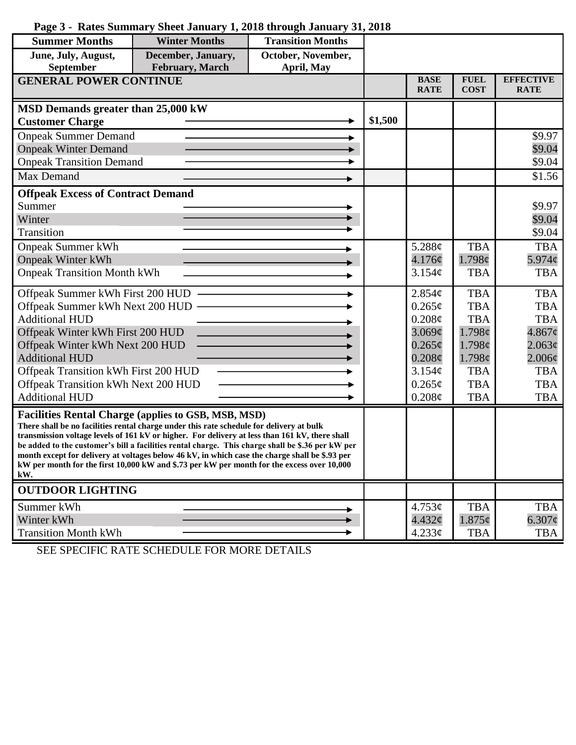**Page 3 - Rates Summary Sheet January 1, 2018 through January 31, 2018**

| Summer Months | Winter Months | Transition Months | | | | |
|---|---|---|---|---|---|---|
| June, July, August, September | December, January, February, March | October, November, April, May | | | | |
| **GENERAL POWER CONTINUE** | | | | **BASE RATE** | **FUEL COST** | **EFFECTIVE RATE** |
| **MSD Demands greater than 25,000 kW** | | | | | | |
| **Customer Charge** | | | $1,500 | | | |
| Onpeak Summer Demand | | | | | | $9.97 |
| Onpeak Winter Demand | | | | | | $9.04 |
| Onpeak Transition Demand | | | | | | $9.04 |
| Max Demand | | | | | | $1.56 |
| **Offpeak Excess of Contract Demand** | | | | | | |
| Summer | | | | | | $9.97 |
| Winter | | | | | | $9.04 |
| Transition | | | | | | $9.04 |
| Onpeak Summer kWh | | | | 5.288¢ | TBA | TBA |
| Onpeak Winter kWh | | | | 4.176¢ | 1.798¢ | 5.974¢ |
| Onpeak Transition Month kWh | | | | 3.154¢ | TBA | TBA |
| Offpeak Summer kWh First 200 HUD | | | | 2.854¢ | TBA | TBA |
| Offpeak Summer kWh Next 200 HUD | | | | 0.265¢ | TBA | TBA |
| Additional HUD | | | | 0.208¢ | TBA | TBA |
| Offpeak Winter kWh First 200 HUD | | | | 3.069¢ | 1.798¢ | 4.867¢ |
| Offpeak Winter kWh Next 200 HUD | | | | 0.265¢ | 1.798¢ | 2.063¢ |
| Additional HUD | | | | 0.208¢ | 1.798¢ | 2.006¢ |
| Offpeak Transition kWh First 200 HUD | | | | 3.154¢ | TBA | TBA |
| Offpeak Transition kWh Next 200 HUD | | | | 0.265¢ | TBA | TBA |
| Additional HUD | | | | 0.208¢ | TBA | TBA |
| **Facilities Rental Charge (applies to GSB, MSB, MSD)** There shall be no facilities rental charge under this rate schedule for delivery at bulk transmission voltage levels of 161 kV or higher. For delivery at less than 161 kV, there shall be added to the customer's bill a facilities rental charge. This charge shall be $.36 per kW per month except for delivery at voltages below 46 kV, in which case the charge shall be $.93 per kW per month for the first 10,000 kW and $.73 per kW per month for the excess over 10,000 kW. | | | | | | |
| **OUTDOOR LIGHTING** | | | | | | |
| Summer kWh | | | | 4.753¢ | TBA | TBA |
| Winter kWh | | | | 4.432¢ | 1.875¢ | 6.307¢ |
| Transition Month kWh | | | | 4.233¢ | TBA | TBA |

SEE SPECIFIC RATE SCHEDULE FOR MORE DETAILS